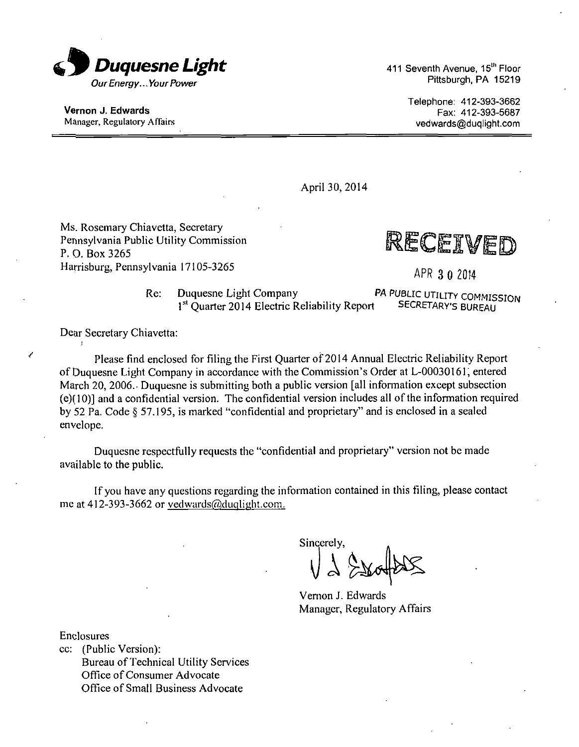**Duquesne Light**
*Our Energy... Your Power*

411 Seventh Avenue, 15th Floor
Pittsburgh, PA 15219

**Vernon J. Edwards**
Manager, Regulatory Affairs

Telephone: 412-393-3662
Fax: 412-393-5687
vedwards@duqlight.com

---

April 30, 2014

Ms. Rosemary Chiavetta, Secretary
Pennsylvania Public Utility Commission
P. O. Box 3265
Harrisburg, Pennsylvania 17105-3265

RECEIVED
APR 30 2014
PA PUBLIC UTILITY COMMISSION
SECRETARY'S BUREAU

Re: Duquesne Light Company
1st Quarter 2014 Electric Reliability Report

Dear Secretary Chiavetta:

Please find enclosed for filing the First Quarter of 2014 Annual Electric Reliability Report of Duquesne Light Company in accordance with the Commission's Order at L-00030161, entered March 20, 2006. Duquesne is submitting both a public version [all information except subsection (e)(10)] and a confidential version. The confidential version includes all of the information required by 52 Pa. Code § 57.195, is marked "confidential and proprietary" and is enclosed in a sealed envelope.

Duquesne respectfully requests the "confidential and proprietary" version not be made available to the public.

If you have any questions regarding the information contained in this filing, please contact me at 412-393-3662 or vedwards@duqlight.com.

Sincerely,

Vernon J. Edwards
Manager, Regulatory Affairs

Enclosures
cc: (Public Version):
Bureau of Technical Utility Services
Office of Consumer Advocate
Office of Small Business Advocate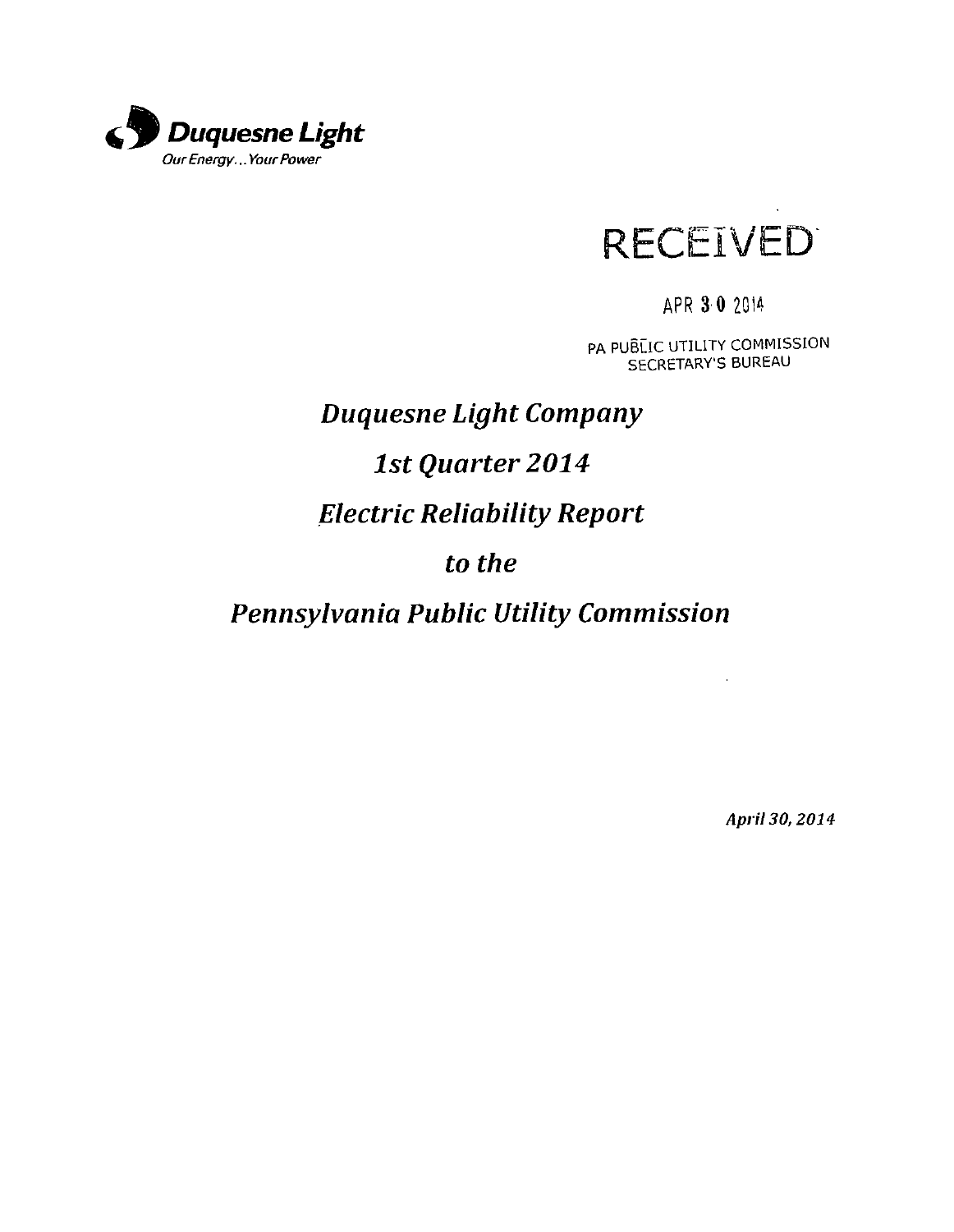**Duquesne Light**
*Our Energy... Your Power*

RECEIVED

APR 30 2014

PA PUBLIC UTILITY COMMISSION
SECRETARY'S BUREAU

# *Duquesne Light Company*

# *1st Quarter 2014*

# *Electric Reliability Report*

# *to the*

# *Pennsylvania Public Utility Commission*

*April 30, 2014*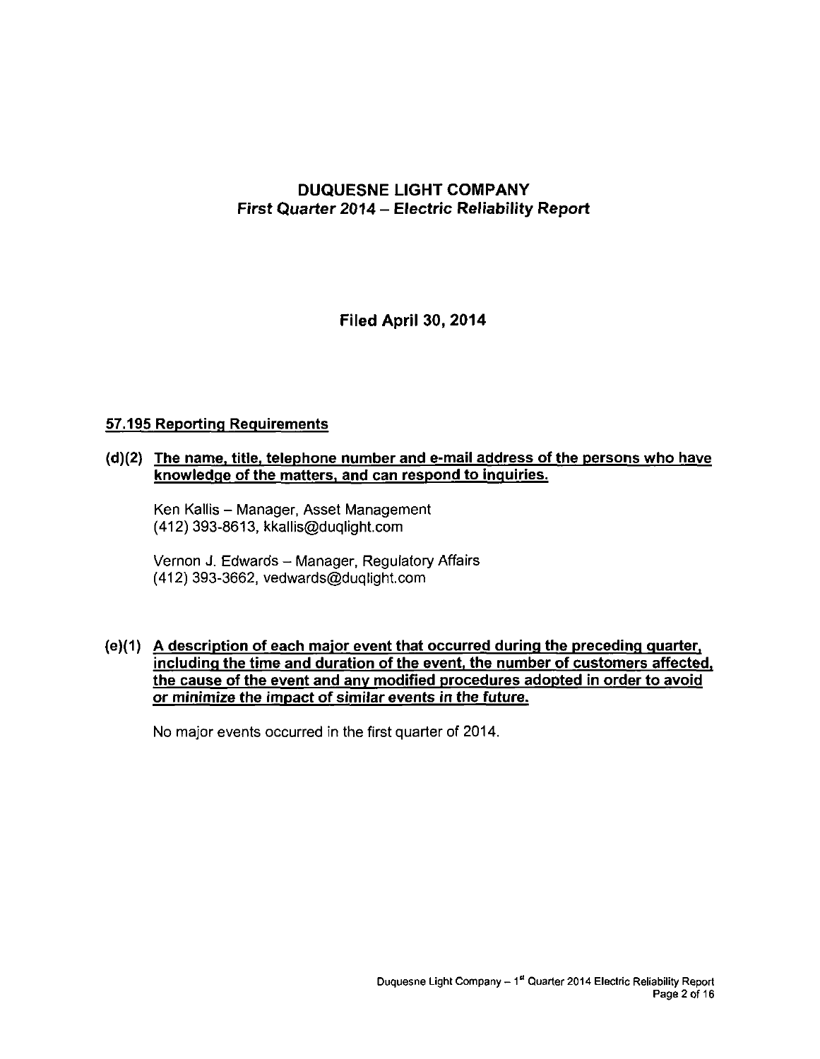# DUQUESNE LIGHT COMPANY
## *First Quarter 2014 – Electric Reliability Report*

**Filed April 30, 2014**

### 57.195 Reporting Requirements

**(d)(2) The name, title, telephone number and e-mail address of the persons who have knowledge of the matters, and can respond to inquiries.**

Ken Kallis – Manager, Asset Management
(412) 393-8613, kkallis@duqlight.com

Vernon J. Edwards – Manager, Regulatory Affairs
(412) 393-3662, vedwards@duqlight.com

**(e)(1) A description of each major event that occurred during the preceding quarter, including the time and duration of the event, the number of customers affected, the cause of the event and any modified procedures adopted in order to avoid or minimize the impact of similar events in the future.**

No major events occurred in the first quarter of 2014.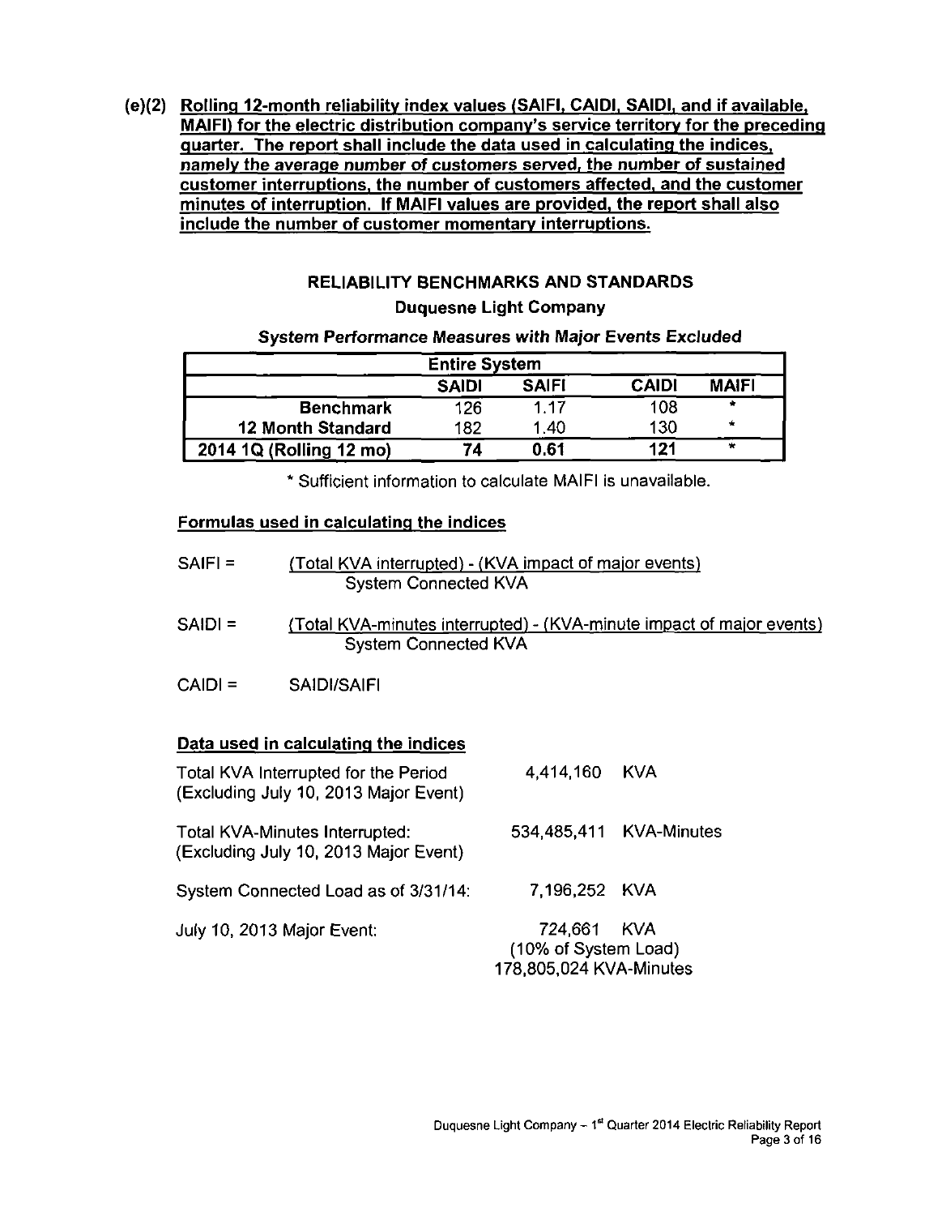**(e)(2) Rolling 12-month reliability index values (SAIFI, CAIDI, SAIDI, and if available, MAIFI) for the electric distribution company's service territory for the preceding quarter. The report shall include the data used in calculating the indices, namely the average number of customers served, the number of sustained customer interruptions, the number of customers affected, and the customer minutes of interruption. If MAIFI values are provided, the report shall also include the number of customer momentary interruptions.**

**RELIABILITY BENCHMARKS AND STANDARDS**

**Duquesne Light Company**

***System Performance Measures with Major Events Excluded***

| | Entire System | | | |
|---|---|---|---|---|
| | **SAIDI** | **SAIFI** | **CAIDI** | **MAIFI** |
| **Benchmark** | 126 | 1.17 | 108 | * |
| **12 Month Standard** | 182 | 1.40 | 130 | * |
| **2014 1Q (Rolling 12 mo)** | **74** | **0.61** | **121** | * |

\* Sufficient information to calculate MAIFI is unavailable.

**Formulas used in calculating the indices**

$$SAIFI = \frac{\text{(Total KVA interrupted) - (KVA impact of major events)}}{\text{System Connected KVA}}$$

$$SAIDI = \frac{\text{(Total KVA-minutes interrupted) - (KVA-minute impact of major events)}}{\text{System Connected KVA}}$$

$$CAIDI = SAIDI/SAIFI$$

**Data used in calculating the indices**

| | | |
|---|---|---|
| Total KVA Interrupted for the Period (Excluding July 10, 2013 Major Event) | 4,414,160 | KVA |
| Total KVA-Minutes Interrupted: (Excluding July 10, 2013 Major Event) | 534,485,411 | KVA-Minutes |
| System Connected Load as of 3/31/14: | 7,196,252 | KVA |
| July 10, 2013 Major Event: | 724,661 (10% of System Load) 178,805,024 KVA-Minutes | KVA |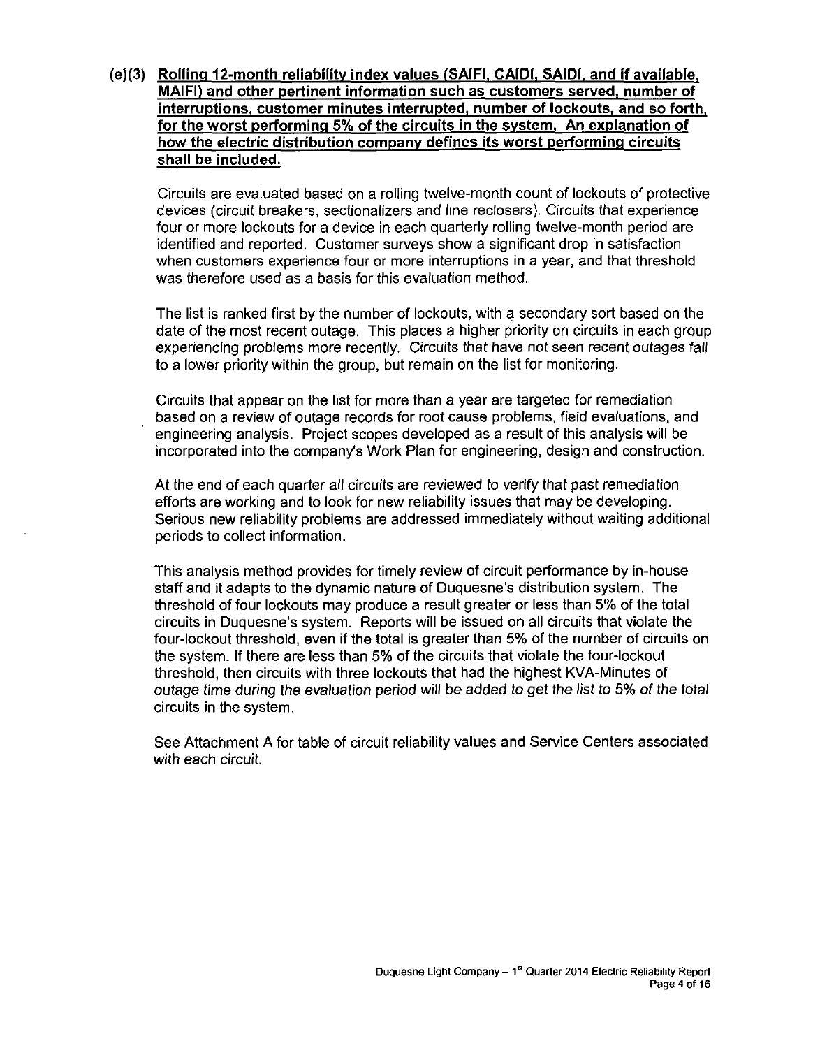**(e)(3) Rolling 12-month reliability index values (SAIFI, CAIDI, SAIDI, and if available, MAIFI) and other pertinent information such as customers served, number of interruptions, customer minutes interrupted, number of lockouts, and so forth, for the worst performing 5% of the circuits in the system. An explanation of how the electric distribution company defines its worst performing circuits shall be included.**

Circuits are evaluated based on a rolling twelve-month count of lockouts of protective devices (circuit breakers, sectionalizers and line reclosers). Circuits that experience four or more lockouts for a device in each quarterly rolling twelve-month period are identified and reported. Customer surveys show a significant drop in satisfaction when customers experience four or more interruptions in a year, and that threshold was therefore used as a basis for this evaluation method.

The list is ranked first by the number of lockouts, with a secondary sort based on the date of the most recent outage. This places a higher priority on circuits in each group experiencing problems more recently. Circuits that have not seen recent outages fall to a lower priority within the group, but remain on the list for monitoring.

Circuits that appear on the list for more than a year are targeted for remediation based on a review of outage records for root cause problems, field evaluations, and engineering analysis. Project scopes developed as a result of this analysis will be incorporated into the company's Work Plan for engineering, design and construction.

At the end of each quarter all circuits are reviewed to verify that past remediation efforts are working and to look for new reliability issues that may be developing. Serious new reliability problems are addressed immediately without waiting additional periods to collect information.

This analysis method provides for timely review of circuit performance by in-house staff and it adapts to the dynamic nature of Duquesne's distribution system. The threshold of four lockouts may produce a result greater or less than 5% of the total circuits in Duquesne's system. Reports will be issued on all circuits that violate the four-lockout threshold, even if the total is greater than 5% of the number of circuits on the system. If there are less than 5% of the circuits that violate the four-lockout threshold, then circuits with three lockouts that had the highest KVA-Minutes of outage time during the evaluation period will be added to get the list to 5% of the total circuits in the system.

See Attachment A for table of circuit reliability values and Service Centers associated with each circuit.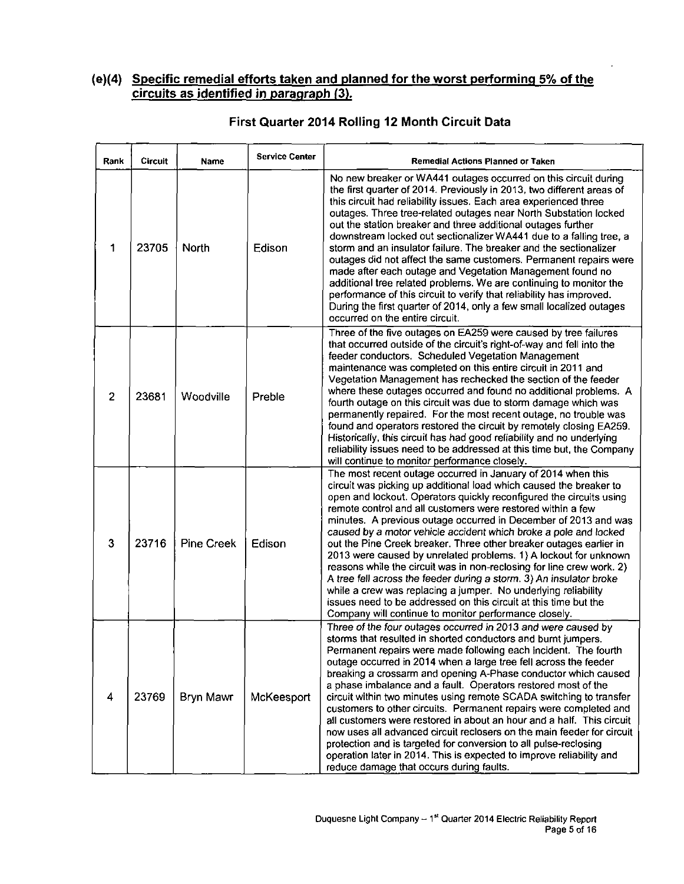## (e)(4) Specific remedial efforts taken and planned for the worst performing 5% of the circuits as identified in paragraph (3).

### First Quarter 2014 Rolling 12 Month Circuit Data

| Rank | Circuit | Name | Service Center | Remedial Actions Planned or Taken |
|---|---|---|---|---|
| 1 | 23705 | North | Edison | No new breaker or WA441 outages occurred on this circuit during the first quarter of 2014. Previously in 2013, two different areas of this circuit had reliability issues. Each area experienced three outages. Three tree-related outages near North Substation locked out the station breaker and three additional outages further downstream locked out sectionalizer WA441 due to a falling tree, a storm and an insulator failure. The breaker and the sectionalizer outages did not affect the same customers. Permanent repairs were made after each outage and Vegetation Management found no additional tree related problems. We are continuing to monitor the performance of this circuit to verify that reliability has improved. During the first quarter of 2014, only a few small localized outages occurred on the entire circuit. |
| 2 | 23681 | Woodville | Preble | Three of the five outages on EA259 were caused by tree failures that occurred outside of the circuit's right-of-way and fell into the feeder conductors. Scheduled Vegetation Management maintenance was completed on this entire circuit in 2011 and Vegetation Management has rechecked the section of the feeder where these outages occurred and found no additional problems. A fourth outage on this circuit was due to storm damage which was permanently repaired. For the most recent outage, no trouble was found and operators restored the circuit by remotely closing EA259. Historically, this circuit has had good reliability and no underlying reliability issues need to be addressed at this time but, the Company will continue to monitor performance closely. |
| 3 | 23716 | Pine Creek | Edison | The most recent outage occurred in January of 2014 when this circuit was picking up additional load which caused the breaker to open and lockout. Operators quickly reconfigured the circuits using remote control and all customers were restored within a few minutes. A previous outage occurred in December of 2013 and was caused by a motor vehicle accident which broke a pole and locked out the Pine Creek breaker. Three other breaker outages earlier in 2013 were caused by unrelated problems. 1) A lockout for unknown reasons while the circuit was in non-reclosing for line crew work. 2) A tree fell across the feeder during a storm. 3) An insulator broke while a crew was replacing a jumper. No underlying reliability issues need to be addressed on this circuit at this time but the Company will continue to monitor performance closely. |
| 4 | 23769 | Bryn Mawr | McKeesport | Three of the four outages occurred in 2013 and were caused by storms that resulted in shorted conductors and burnt jumpers. Permanent repairs were made following each incident. The fourth outage occurred in 2014 when a large tree fell across the feeder breaking a crossarm and opening A-Phase conductor which caused a phase imbalance and a fault. Operators restored most of the circuit within two minutes using remote SCADA switching to transfer customers to other circuits. Permanent repairs were completed and all customers were restored in about an hour and a half. This circuit now uses all advanced circuit reclosers on the main feeder for circuit protection and is targeted for conversion to all pulse-reclosing operation later in 2014. This is expected to improve reliability and reduce damage that occurs during faults. |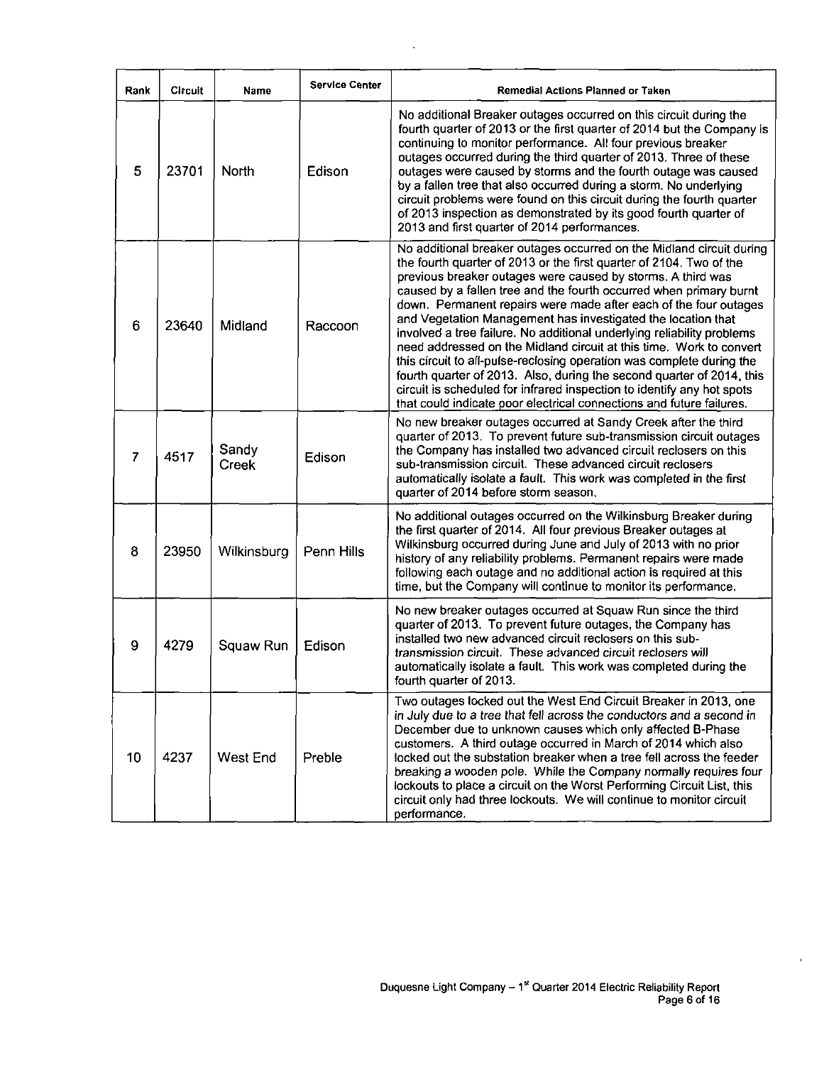| Rank | Circuit | Name | Service Center | Remedial Actions Planned or Taken |
|---|---|---|---|---|
| 5 | 23701 | North | Edison | No additional Breaker outages occurred on this circuit during the fourth quarter of 2013 or the first quarter of 2014 but the Company is continuing to monitor performance. All four previous breaker outages occurred during the third quarter of 2013. Three of these outages were caused by storms and the fourth outage was caused by a fallen tree that also occurred during a storm. No underlying circuit problems were found on this circuit during the fourth quarter of 2013 inspection as demonstrated by its good fourth quarter of 2013 and first quarter of 2014 performances. |
| 6 | 23640 | Midland | Raccoon | No additional breaker outages occurred on the Midland circuit during the fourth quarter of 2013 or the first quarter of 2104. Two of the previous breaker outages were caused by storms. A third was caused by a fallen tree and the fourth occurred when primary burnt down. Permanent repairs were made after each of the four outages and Vegetation Management has investigated the location that involved a tree failure. No additional underlying reliability problems need addressed on the Midland circuit at this time. Work to convert this circuit to all-pulse-reclosing operation was complete during the fourth quarter of 2013. Also, during the second quarter of 2014, this circuit is scheduled for infrared inspection to identify any hot spots that could indicate poor electrical connections and future failures. |
| 7 | 4517 | Sandy Creek | Edison | No new breaker outages occurred at Sandy Creek after the third quarter of 2013. To prevent future sub-transmission circuit outages the Company has installed two advanced circuit reclosers on this sub-transmission circuit. These advanced circuit reclosers automatically isolate a fault. This work was completed in the first quarter of 2014 before storm season. |
| 8 | 23950 | Wilkinsburg | Penn Hills | No additional outages occurred on the Wilkinsburg Breaker during the first quarter of 2014. All four previous Breaker outages at Wilkinsburg occurred during June and July of 2013 with no prior history of any reliability problems. Permanent repairs were made following each outage and no additional action is required at this time, but the Company will continue to monitor its performance. |
| 9 | 4279 | Squaw Run | Edison | No new breaker outages occurred at Squaw Run since the third quarter of 2013. To prevent future outages, the Company has installed two new advanced circuit reclosers on this sub-transmission circuit. These advanced circuit reclosers will automatically isolate a fault. This work was completed during the fourth quarter of 2013. |
| 10 | 4237 | West End | Preble | Two outages locked out the West End Circuit Breaker in 2013, one in July due to a tree that fell across the conductors and a second in December due to unknown causes which only affected B-Phase customers. A third outage occurred in March of 2014 which also locked out the substation breaker when a tree fell across the feeder breaking a wooden pole. While the Company normally requires four lockouts to place a circuit on the Worst Performing Circuit List, this circuit only had three lockouts. We will continue to monitor circuit performance. |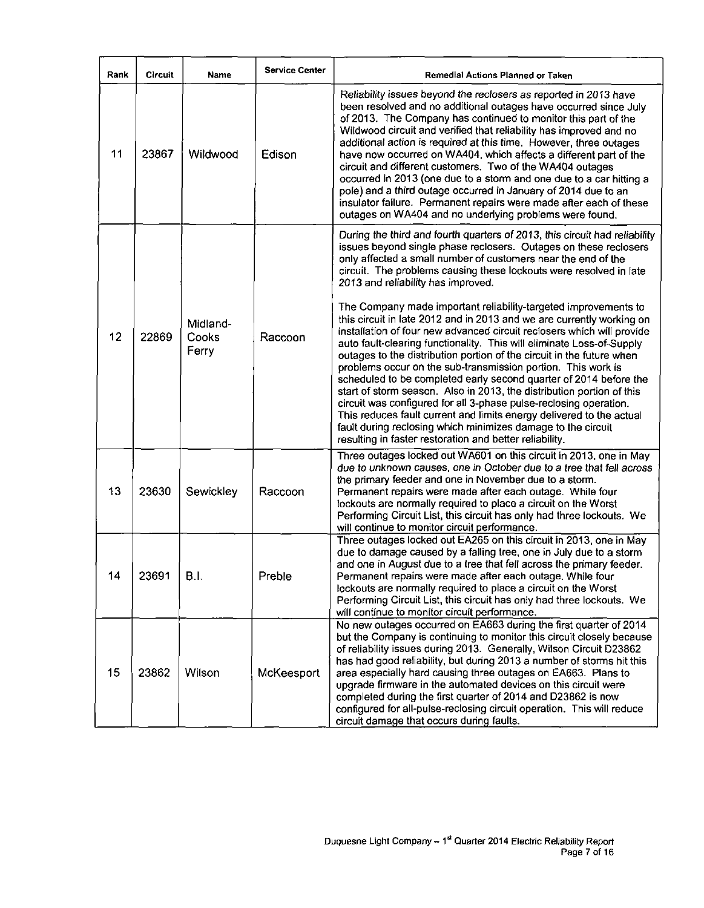| Rank | Circuit | Name | Service Center | Remedial Actions Planned or Taken |
|---|---|---|---|---|
| 11 | 23867 | Wildwood | Edison | *Reliability issues beyond the reclosers as reported in 2013 have been resolved and no additional outages have occurred since July of 2013. The Company has continued to monitor this part of the Wildwood circuit and verified that reliability has improved and no additional action is required at this time.* However, three outages have now occurred on WA404, which affects a different part of the circuit and different customers. Two of the WA404 outages occurred in 2013 (one due to a storm and one due to a car hitting a pole) and a third outage occurred in January of 2014 due to an insulator failure. Permanent repairs were made after each of these outages on WA404 and no underlying problems were found. |
| 12 | 22869 | Midland-Cooks Ferry | Raccoon | *During the third and fourth quarters of 2013, this circuit had reliability issues beyond single phase reclosers. Outages on these reclosers only affected a small number of customers near the end of the circuit. The problems causing these lockouts were resolved in late 2013 and reliability has improved.*<br><br>The Company made important reliability-targeted improvements to this circuit in late 2012 and in 2013 and we are currently working on installation of four new advanced circuit reclosers which will provide auto fault-clearing functionality. This will eliminate Loss-of-Supply outages to the distribution portion of the circuit in the future when problems occur on the sub-transmission portion. This work is scheduled to be completed early second quarter of 2014 before the start of storm season. Also in 2013, the distribution portion of this circuit was configured for all 3-phase pulse-reclosing operation. This reduces fault current and limits energy delivered to the actual fault during reclosing which minimizes damage to the circuit resulting in faster restoration and better reliability. |
| 13 | 23630 | Sewickley | Raccoon | Three outages locked out WA601 on this circuit in 2013, one in May *due to unknown causes, one in October due to a tree that fell across* the primary feeder and one in November due to a storm. Permanent repairs were made after each outage. While four lockouts are normally required to place a circuit on the Worst Performing Circuit List, this circuit has only had three lockouts. We will continue to monitor circuit performance. |
| 14 | 23691 | B.I. | Preble | Three outages locked out EA265 on this circuit in 2013, one in May due to damage caused by a falling tree, one in July due to a storm and one in August due to a tree that fell across the primary feeder. Permanent repairs were made after each outage. While four lockouts are normally required to place a circuit on the Worst Performing Circuit List, this circuit has only had three lockouts. We will continue to monitor circuit performance. |
| 15 | 23862 | Wilson | McKeesport | No new outages occurred on EA663 during the first quarter of 2014 but the Company is continuing to monitor this circuit closely because of reliability issues during 2013. Generally, Wilson Circuit D23862 has had good reliability, but during 2013 a number of storms hit this area especially hard causing three outages on EA663. Plans to upgrade firmware in the automated devices on this circuit were completed during the first quarter of 2014 and D23862 is now configured for all-pulse-reclosing circuit operation. This will reduce circuit damage that occurs during faults. |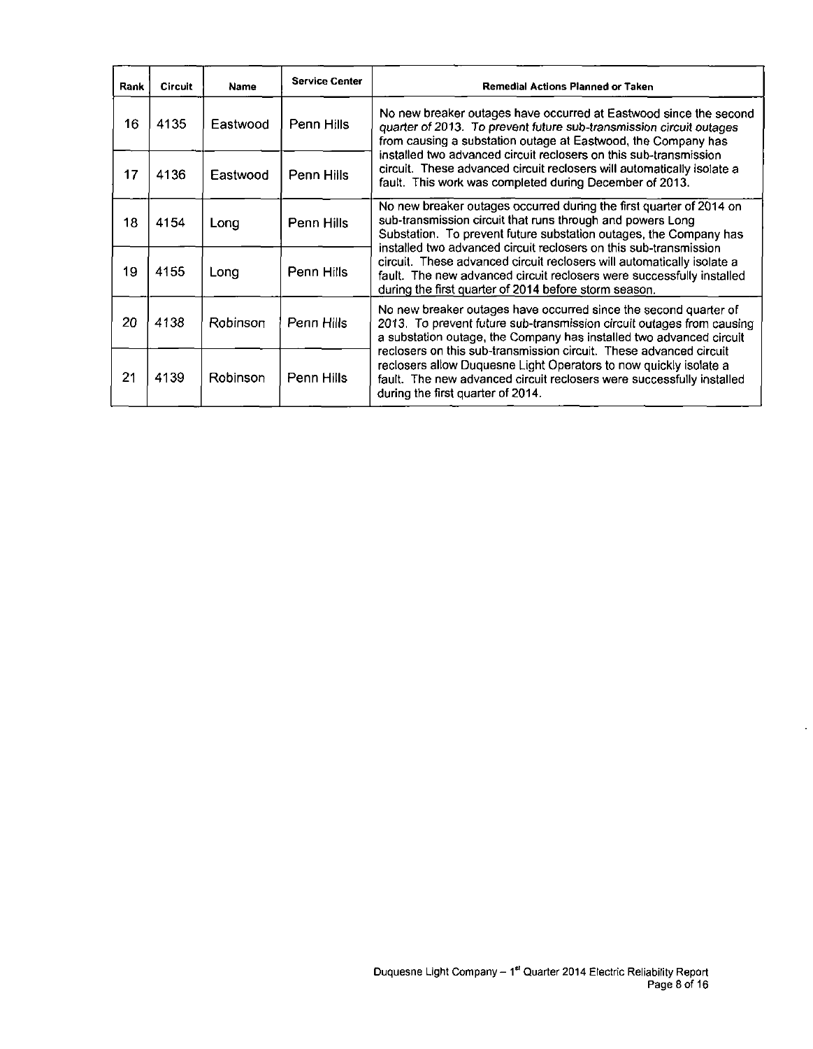| Rank | Circuit | Name | Service Center | Remedial Actions Planned or Taken |
|---|---|---|---|---|
| 16 | 4135 | Eastwood | Penn Hills | No new breaker outages have occurred at Eastwood since the second quarter of 2013. To prevent future sub-transmission circuit outages from causing a substation outage at Eastwood, the Company has installed two advanced circuit reclosers on this sub-transmission circuit. These advanced circuit reclosers will automatically isolate a fault. This work was completed during December of 2013. |
| 17 | 4136 | Eastwood | Penn Hills | |
| 18 | 4154 | Long | Penn Hills | No new breaker outages occurred during the first quarter of 2014 on sub-transmission circuit that runs through and powers Long Substation. To prevent future substation outages, the Company has installed two advanced circuit reclosers on this sub-transmission circuit. These advanced circuit reclosers will automatically isolate a fault. The new advanced circuit reclosers were successfully installed during the first quarter of 2014 before storm season. |
| 19 | 4155 | Long | Penn Hills | |
| 20 | 4138 | Robinson | Penn Hills | No new breaker outages have occurred since the second quarter of 2013. To prevent future sub-transmission circuit outages from causing a substation outage, the Company has installed two advanced circuit reclosers on this sub-transmission circuit. These advanced circuit reclosers allow Duquesne Light Operators to now quickly isolate a fault. The new advanced circuit reclosers were successfully installed during the first quarter of 2014. |
| 21 | 4139 | Robinson | Penn Hills | |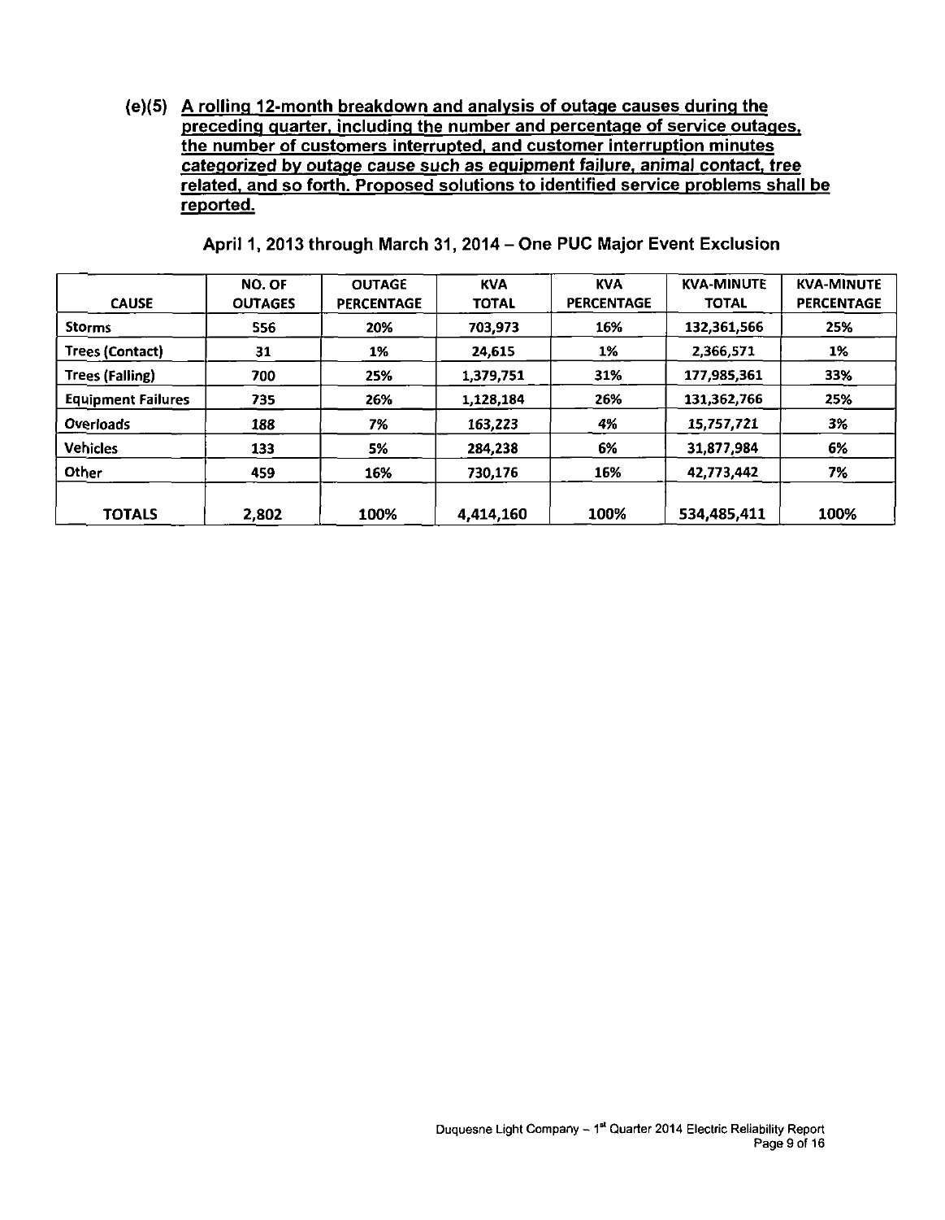**(e)(5) A rolling 12-month breakdown and analysis of outage causes during the preceding quarter, including the number and percentage of service outages, the number of customers interrupted, and customer interruption minutes categorized by outage cause such as equipment failure, animal contact, tree related, and so forth. Proposed solutions to identified service problems shall be reported.**

**April 1, 2013 through March 31, 2014 – One PUC Major Event Exclusion**

| CAUSE | NO. OF OUTAGES | OUTAGE PERCENTAGE | KVA TOTAL | KVA PERCENTAGE | KVA-MINUTE TOTAL | KVA-MINUTE PERCENTAGE |
|---|---|---|---|---|---|---|
| Storms | 556 | 20% | 703,973 | 16% | 132,361,566 | 25% |
| Trees (Contact) | 31 | 1% | 24,615 | 1% | 2,366,571 | 1% |
| Trees (Falling) | 700 | 25% | 1,379,751 | 31% | 177,985,361 | 33% |
| Equipment Failures | 735 | 26% | 1,128,184 | 26% | 131,362,766 | 25% |
| Overloads | 188 | 7% | 163,223 | 4% | 15,757,721 | 3% |
| Vehicles | 133 | 5% | 284,238 | 6% | 31,877,984 | 6% |
| Other | 459 | 16% | 730,176 | 16% | 42,773,442 | 7% |
| **TOTALS** | **2,802** | **100%** | **4,414,160** | **100%** | **534,485,411** | **100%** |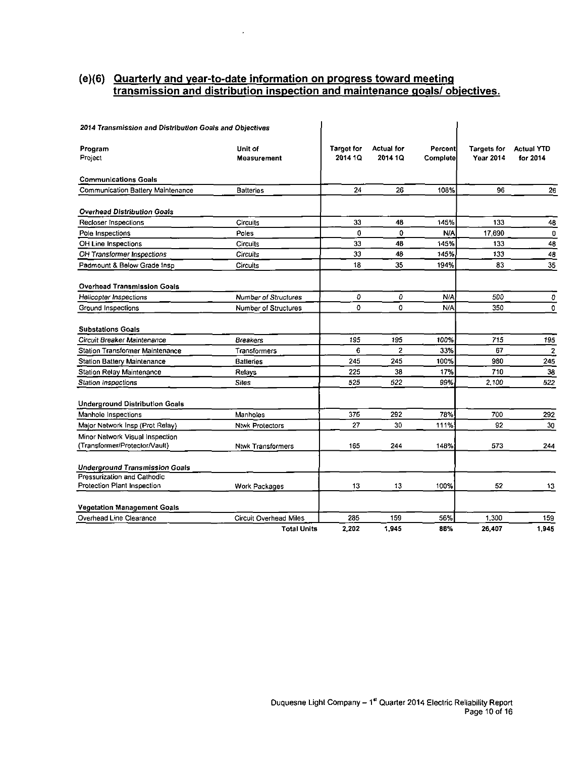## (e)(6) Quarterly and year-to-date information on progress toward meeting transmission and distribution inspection and maintenance goals/ objectives.

| *2014 Transmission and Distribution Goals and Objectives* | | | | | | |
|---|---|---|---|---|---|---|
| Program<br>Project | Unit of Measurement | Target for 2014 1Q | Actual for 2014 1Q | Percent Complete | Targets for Year 2014 | Actual YTD for 2014 |
| **Communications Goals** | | | | | | |
| Communication Battery Maintenance | Batteries | 24 | 26 | 108% | 96 | 26 |
| ***Overhead Distribution Goals*** | | | | | | |
| Recloser Inspections | Circuits | 33 | 48 | 145% | 133 | 48 |
| Pole Inspections | Poles | 0 | 0 | N/A | 17,690 | 0 |
| OH Line Inspections | Circuits | 33 | 48 | 145% | 133 | 48 |
| *OH Transformer Inspections* | *Circuits* | 33 | 48 | 145% | 133 | 48 |
| Padmount & Below Grade Insp | Circuits | 18 | 35 | 194% | 83 | 35 |
| **Overhead Transmission Goals** | | | | | | |
| *Helicopter Inspections* | *Number of Structures* | *0* | *0* | N/A | 500 | *0* |
| Ground Inspections | Number of Structures | 0 | 0 | N/A | 350 | 0 |
| **Substations Goals** | | | | | | |
| *Circuit Breaker Maintenance* | *Breakers* | *195* | *195* | *100%* | *715* | *195* |
| Station Transformer Maintenance | Transformers | 6 | 2 | 33% | 67 | 2 |
| Station Battery Maintenance | Batteries | 245 | 245 | 100% | 980 | 245 |
| Station Relay Maintenance | Relays | 225 | 38 | 17% | 710 | 38 |
| *Station Inspections* | *Sites* | *525* | *522* | *99%* | *2,100* | *522* |
| **Underground Distribution Goals** | | | | | | |
| Manhole Inspections | Manholes | 375 | 292 | 78% | 700 | 292 |
| Major Network Insp (Prot Relay) | Ntwk Protectors | 27 | 30 | 111% | 92 | 30 |
| Minor Network Visual Inspection (Transformer/Protector/Vault) | Ntwk Transformers | 165 | 244 | 148% | 573 | 244 |
| ***Underground Transmission Goals*** | | | | | | |
| Pressurization and Cathodic Protection Plant Inspection | Work Packages | 13 | 13 | 100% | 52 | 13 |
| **Vegetation Management Goals** | | | | | | |
| Overhead Line Clearance | Circuit Overhead Miles | 285 | 159 | 56% | 1,300 | 159 |
| | **Total Units** | **2,202** | **1,945** | **88%** | **26,407** | **1,945** |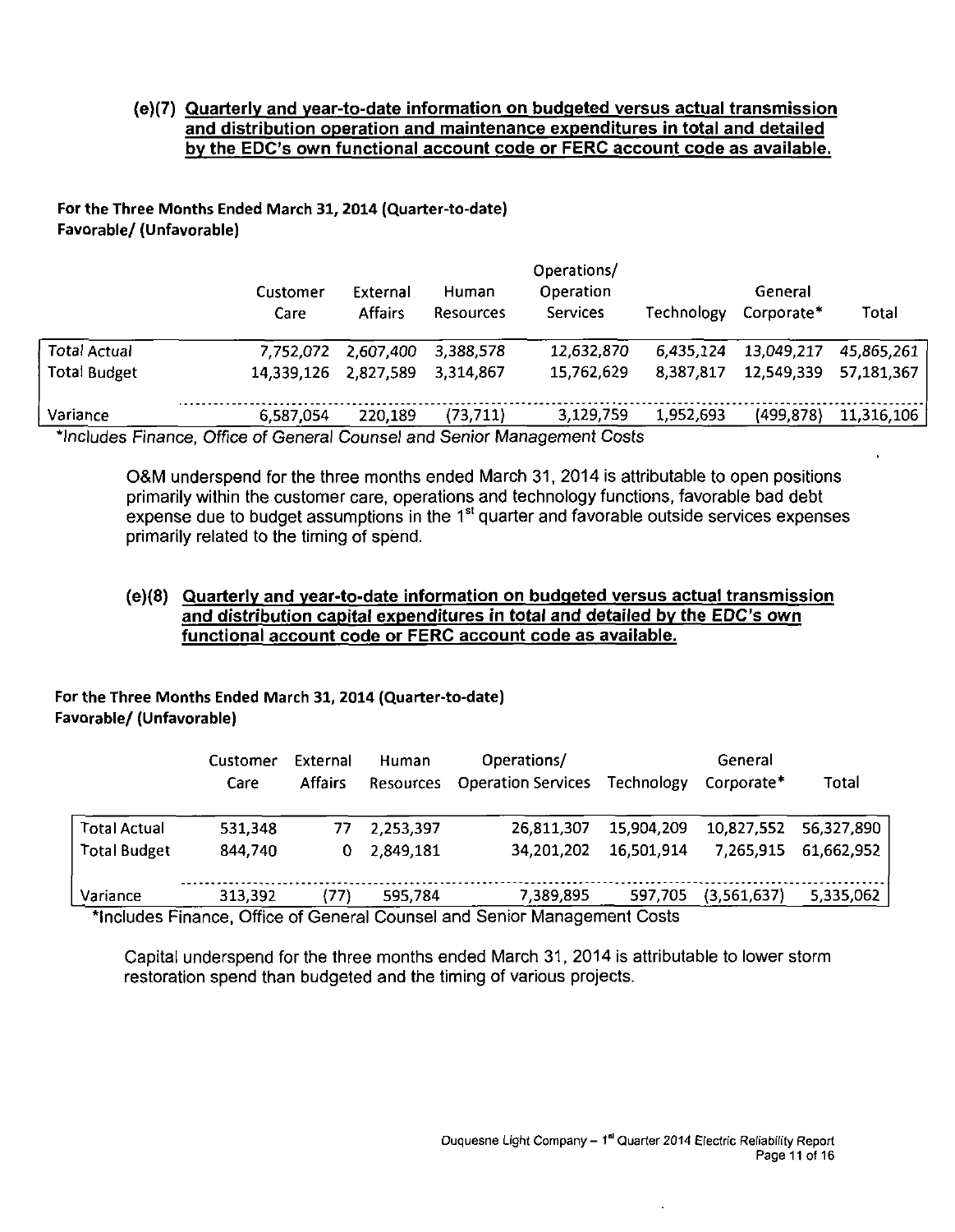**(e)(7) Quarterly and year-to-date information on budgeted versus actual transmission and distribution operation and maintenance expenditures in total and detailed by the EDC's own functional account code or FERC account code as available.**

**For the Three Months Ended March 31, 2014 (Quarter-to-date)**
**Favorable/ (Unfavorable)**

| | Customer Care | External Affairs | Human Resources | Operations/ Operation Services | Technology | General Corporate* | Total |
|---|---|---|---|---|---|---|---|
| Total Actual | 7,752,072 | 2,607,400 | 3,388,578 | 12,632,870 | 6,435,124 | 13,049,217 | 45,865,261 |
| Total Budget | 14,339,126 | 2,827,589 | 3,314,867 | 15,762,629 | 8,387,817 | 12,549,339 | 57,181,367 |
| Variance | 6,587,054 | 220,189 | (73,711) | 3,129,759 | 1,952,693 | (499,878) | 11,316,106 |

*Includes Finance, Office of General Counsel and Senior Management Costs

O&M underspend for the three months ended March 31, 2014 is attributable to open positions primarily within the customer care, operations and technology functions, favorable bad debt expense due to budget assumptions in the 1st quarter and favorable outside services expenses primarily related to the timing of spend.

**(e)(8) Quarterly and year-to-date information on budgeted versus actual transmission and distribution capital expenditures in total and detailed by the EDC's own functional account code or FERC account code as available.**

**For the Three Months Ended March 31, 2014 (Quarter-to-date)**
**Favorable/ (Unfavorable)**

| | Customer Care | External Affairs | Human Resources | Operations/ Operation Services | Technology | General Corporate* | Total |
|---|---|---|---|---|---|---|---|
| Total Actual | 531,348 | 77 | 2,253,397 | 26,811,307 | 15,904,209 | 10,827,552 | 56,327,890 |
| Total Budget | 844,740 | 0 | 2,849,181 | 34,201,202 | 16,501,914 | 7,265,915 | 61,662,952 |
| Variance | 313,392 | (77) | 595,784 | 7,389,895 | 597,705 | (3,561,637) | 5,335,062 |

*Includes Finance, Office of General Counsel and Senior Management Costs

Capital underspend for the three months ended March 31, 2014 is attributable to lower storm restoration spend than budgeted and the timing of various projects.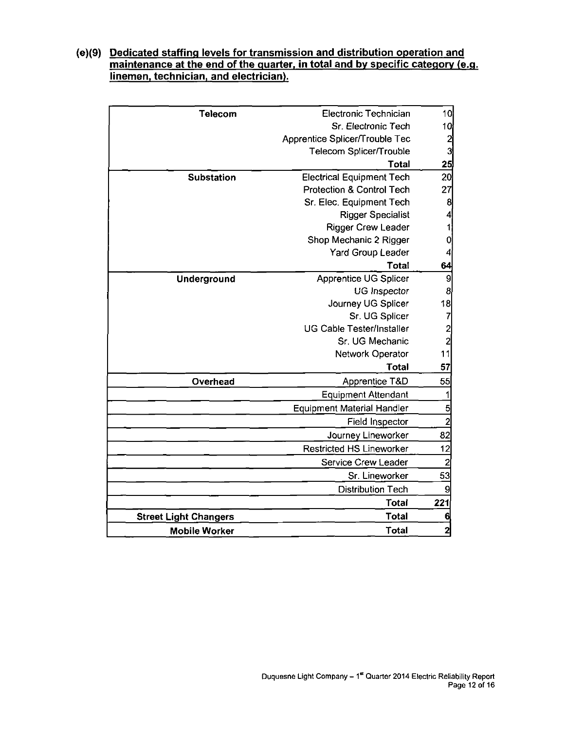**(e)(9) Dedicated staffing levels for transmission and distribution operation and maintenance at the end of the quarter, in total and by specific category (e.g. linemen, technician, and electrician).**

| Category | Position | Count |
|---|---|---|
| **Telecom** | Electronic Technician | 10 |
| | Sr. Electronic Tech | 10 |
| | Apprentice Splicer/Trouble Tec | 2 |
| | Telecom Splicer/Trouble | 3 |
| | **Total** | **25** |
| **Substation** | Electrical Equipment Tech | 20 |
| | Protection & Control Tech | 27 |
| | Sr. Elec. Equipment Tech | 8 |
| | Rigger Specialist | 4 |
| | Rigger Crew Leader | 1 |
| | Shop Mechanic 2 Rigger | 0 |
| | Yard Group Leader | 4 |
| | **Total** | **64** |
| **Underground** | Apprentice UG Splicer | 9 |
| | UG Inspector | 8 |
| | Journey UG Splicer | 18 |
| | Sr. UG Splicer | 7 |
| | UG Cable Tester/Installer | 2 |
| | Sr. UG Mechanic | 2 |
| | Network Operator | 11 |
| | **Total** | **57** |
| **Overhead** | Apprentice T&D | 55 |
| | Equipment Attendant | 1 |
| | Equipment Material Handler | 5 |
| | Field Inspector | 2 |
| | Journey Lineworker | 82 |
| | Restricted HS Lineworker | 12 |
| | Service Crew Leader | 2 |
| | Sr. Lineworker | 53 |
| | Distribution Tech | 9 |
| | **Total** | **221** |
| **Street Light Changers** | **Total** | **6** |
| **Mobile Worker** | **Total** | **2** |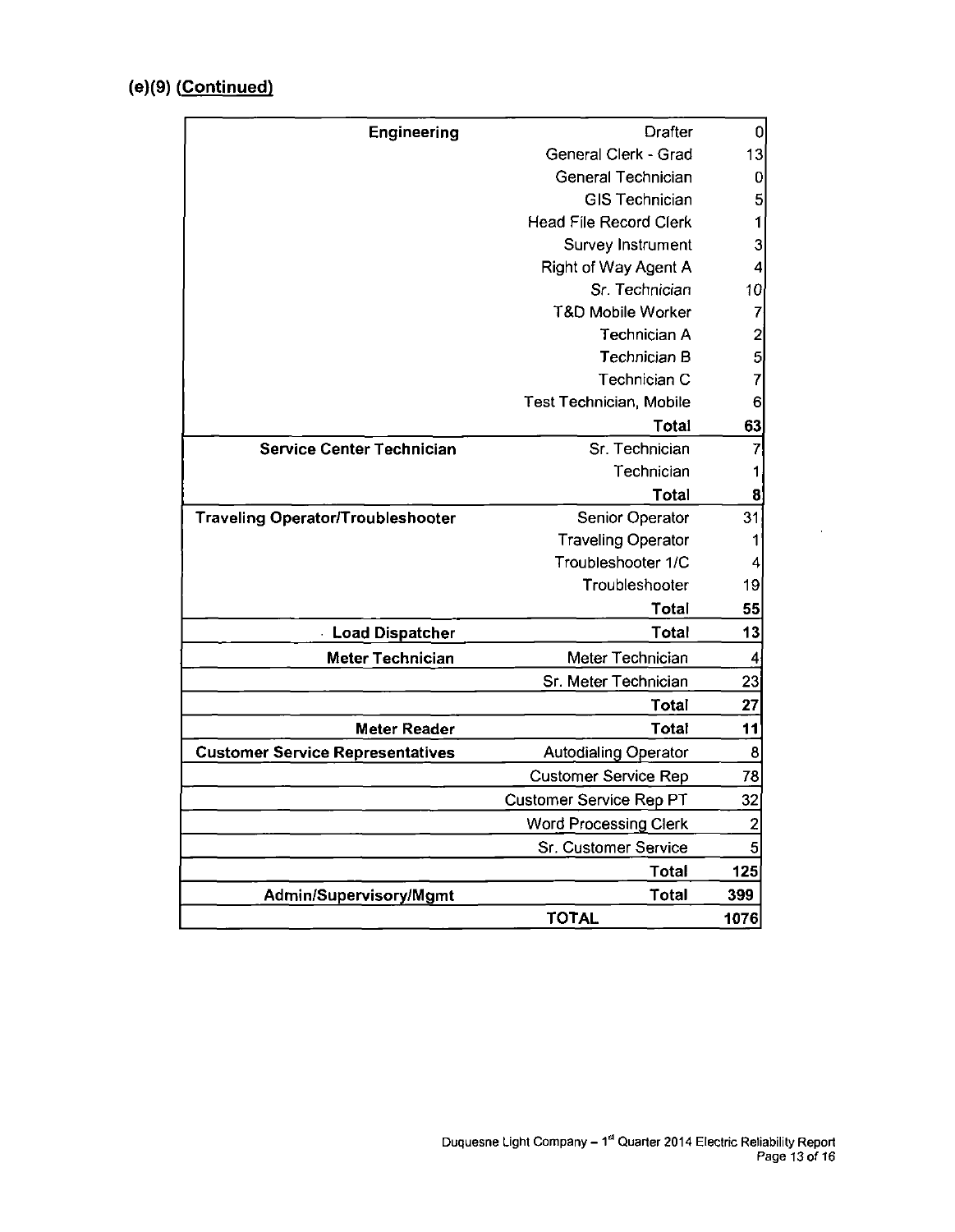## (e)(9) (Continued)

| | | |
|---|---|---|
| **Engineering** | Drafter | 0 |
| | General Clerk - Grad | 13 |
| | General Technician | 0 |
| | GIS Technician | 5 |
| | Head File Record Clerk | 1 |
| | Survey Instrument | 3 |
| | Right of Way Agent A | 4 |
| | Sr. Technician | 10 |
| | T&D Mobile Worker | 7 |
| | Technician A | 2 |
| | Technician B | 5 |
| | Technician C | 7 |
| | Test Technician, Mobile | 6 |
| | **Total** | **63** |
| **Service Center Technician** | Sr. Technician | 7 |
| | Technician | 1 |
| | **Total** | **8** |
| **Traveling Operator/Troubleshooter** | Senior Operator | 31 |
| | Traveling Operator | 1 |
| | Troubleshooter 1/C | 4 |
| | Troubleshooter | 19 |
| | **Total** | **55** |
| **Load Dispatcher** | **Total** | **13** |
| **Meter Technician** | Meter Technician | 4 |
| | Sr. Meter Technician | 23 |
| | **Total** | **27** |
| **Meter Reader** | **Total** | **11** |
| **Customer Service Representatives** | Autodialing Operator | 8 |
| | Customer Service Rep | 78 |
| | Customer Service Rep PT | 32 |
| | Word Processing Clerk | 2 |
| | Sr. Customer Service | 5 |
| | **Total** | **125** |
| **Admin/Supervisory/Mgmt** | **Total** | **399** |
| | **TOTAL** | **1076** |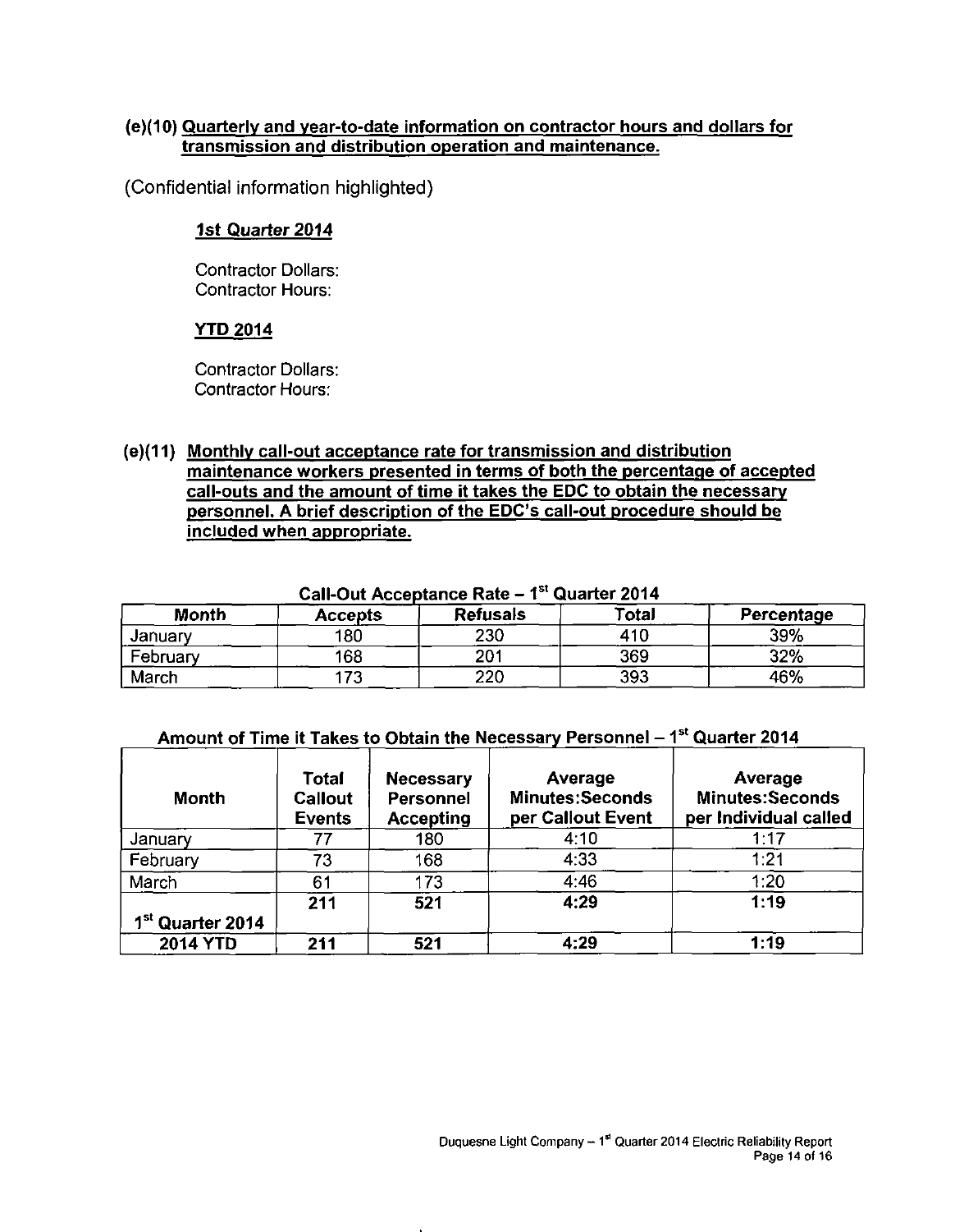**(e)(10) Quarterly and year-to-date information on contractor hours and dollars for transmission and distribution operation and maintenance.**

(Confidential information highlighted)

***1st Quarter 2014***

Contractor Dollars:
Contractor Hours:

**YTD 2014**

Contractor Dollars:
Contractor Hours:

**(e)(11) Monthly call-out acceptance rate for transmission and distribution maintenance workers presented in terms of both the percentage of accepted call-outs and the amount of time it takes the EDC to obtain the necessary personnel. A brief description of the EDC's call-out procedure should be included when appropriate.**

**Call-Out Acceptance Rate – 1st Quarter 2014**

| Month | Accepts | Refusals | Total | Percentage |
|---|---|---|---|---|
| January | 180 | 230 | 410 | 39% |
| February | 168 | 201 | 369 | 32% |
| March | 173 | 220 | 393 | 46% |

**Amount of Time it Takes to Obtain the Necessary Personnel – 1st Quarter 2014**

| Month | Total Callout Events | Necessary Personnel Accepting | Average Minutes:Seconds per Callout Event | Average Minutes:Seconds per Individual called |
|---|---|---|---|---|
| January | 77 | 180 | 4:10 | 1:17 |
| February | 73 | 168 | 4:33 | 1:21 |
| March | 61 | 173 | 4:46 | 1:20 |
| **1st Quarter 2014** | **211** | **521** | **4:29** | **1:19** |
| **2014 YTD** | **211** | **521** | **4:29** | **1:19** |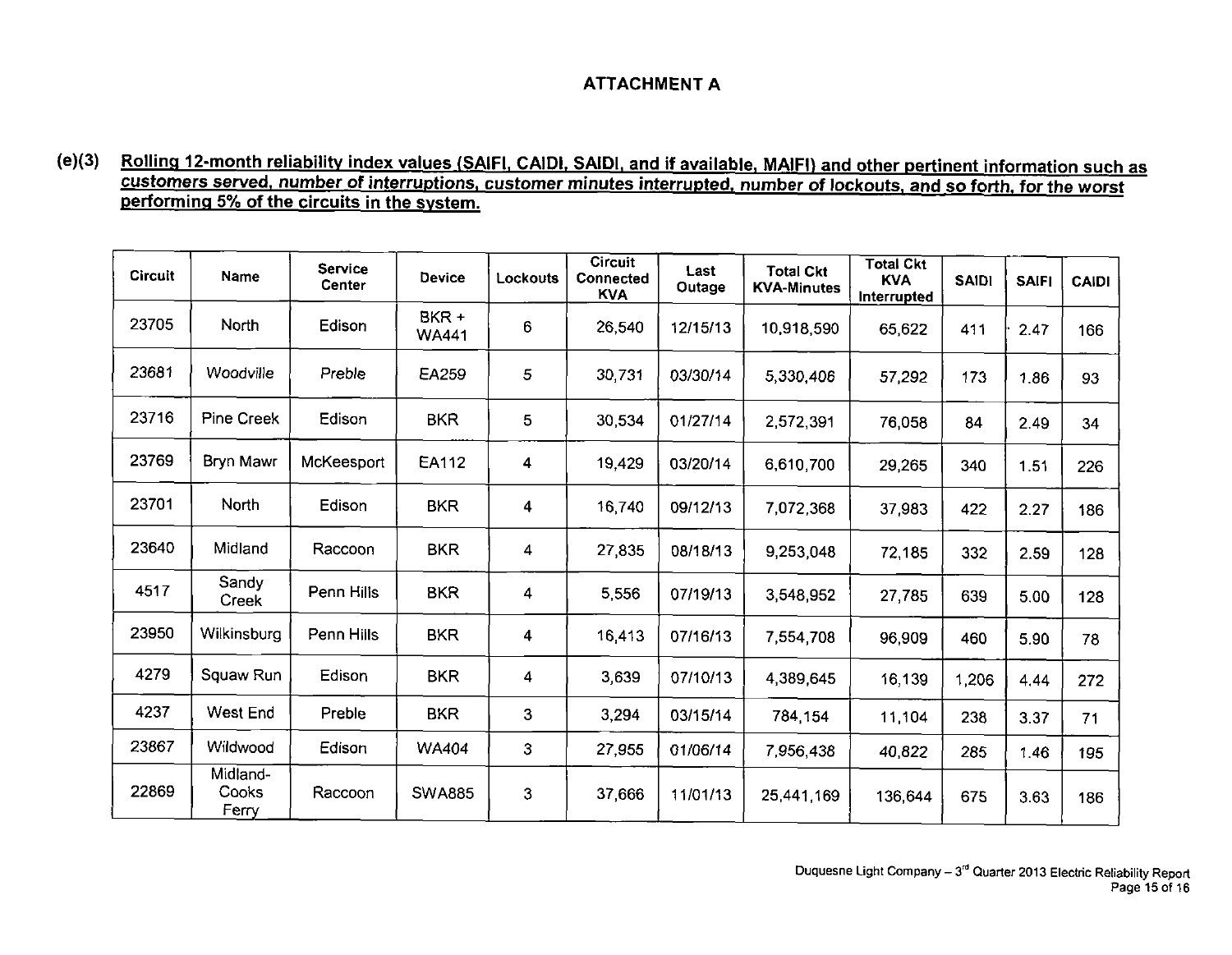## ATTACHMENT A

**(e)(3) Rolling 12-month reliability index values (SAIFI, CAIDI, SAIDI, and if available, MAIFI) and other pertinent information such as customers served, number of interruptions, customer minutes interrupted, number of lockouts, and so forth, for the worst performing 5% of the circuits in the system.**

| Circuit | Name | Service Center | Device | Lockouts | Circuit Connected KVA | Last Outage | Total Ckt KVA-Minutes | Total Ckt KVA Interrupted | SAIDI | SAIFI | CAIDI |
|---|---|---|---|---|---|---|---|---|---|---|---|
| 23705 | North | Edison | BKR + WA441 | 6 | 26,540 | 12/15/13 | 10,918,590 | 65,622 | 411 | 2.47 | 166 |
| 23681 | Woodville | Preble | EA259 | 5 | 30,731 | 03/30/14 | 5,330,406 | 57,292 | 173 | 1.86 | 93 |
| 23716 | Pine Creek | Edison | BKR | 5 | 30,534 | 01/27/14 | 2,572,391 | 76,058 | 84 | 2.49 | 34 |
| 23769 | Bryn Mawr | McKeesport | EA112 | 4 | 19,429 | 03/20/14 | 6,610,700 | 29,265 | 340 | 1.51 | 226 |
| 23701 | North | Edison | BKR | 4 | 16,740 | 09/12/13 | 7,072,368 | 37,983 | 422 | 2.27 | 186 |
| 23640 | Midland | Raccoon | BKR | 4 | 27,835 | 08/18/13 | 9,253,048 | 72,185 | 332 | 2.59 | 128 |
| 4517 | Sandy Creek | Penn Hills | BKR | 4 | 5,556 | 07/19/13 | 3,548,952 | 27,785 | 639 | 5.00 | 128 |
| 23950 | Wilkinsburg | Penn Hills | BKR | 4 | 16,413 | 07/16/13 | 7,554,708 | 96,909 | 460 | 5.90 | 78 |
| 4279 | Squaw Run | Edison | BKR | 4 | 3,639 | 07/10/13 | 4,389,645 | 16,139 | 1,206 | 4.44 | 272 |
| 4237 | West End | Preble | BKR | 3 | 3,294 | 03/15/14 | 784,154 | 11,104 | 238 | 3.37 | 71 |
| 23867 | Wildwood | Edison | WA404 | 3 | 27,955 | 01/06/14 | 7,956,438 | 40,822 | 285 | 1.46 | 195 |
| 22869 | Midland-Cooks Ferry | Raccoon | SWA885 | 3 | 37,666 | 11/01/13 | 25,441,169 | 136,644 | 675 | 3.63 | 186 |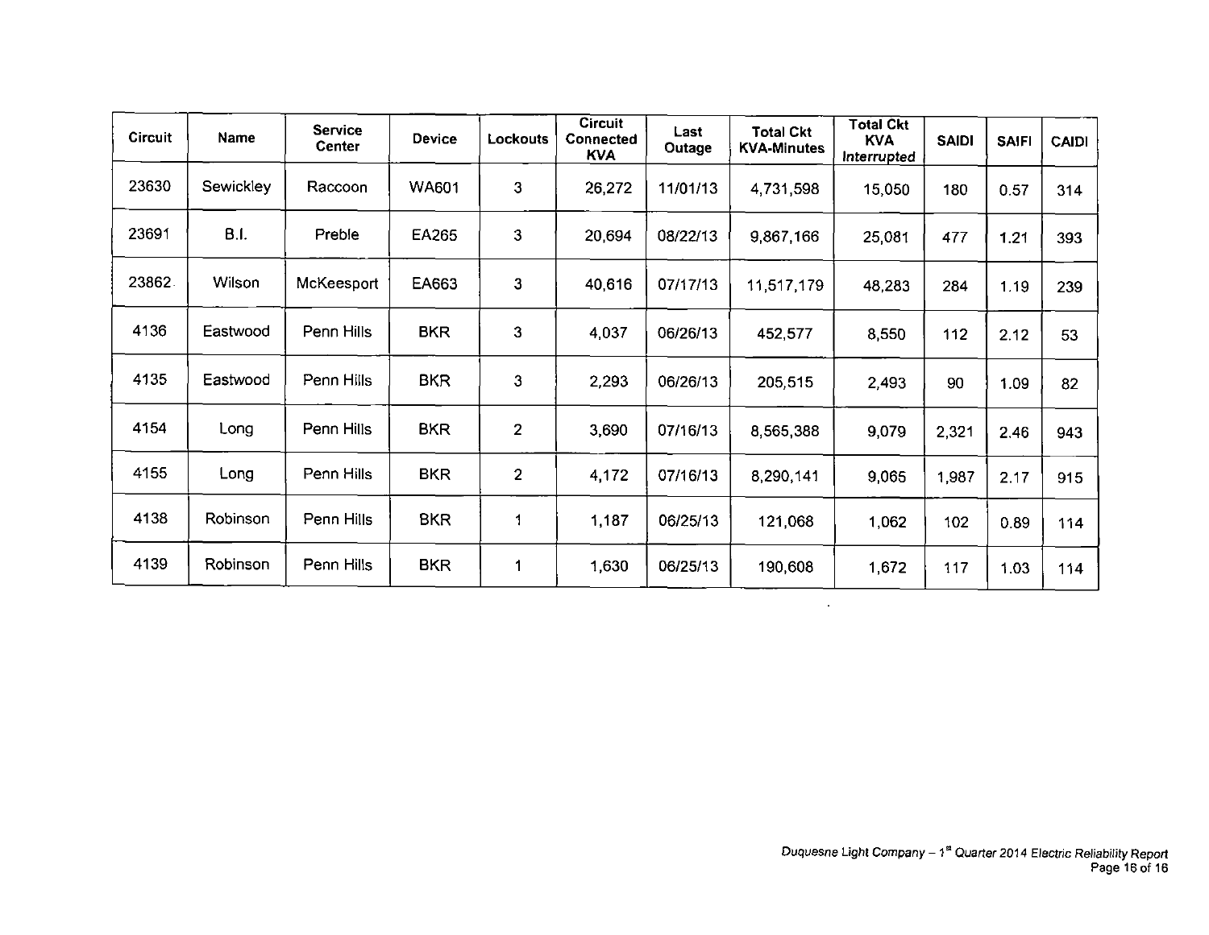| Circuit | Name | Service Center | Device | Lockouts | Circuit Connected KVA | Last Outage | Total Ckt KVA-Minutes | Total Ckt KVA *Interrupted* | SAIDI | SAIFI | CAIDI |
|---|---|---|---|---|---|---|---|---|---|---|---|
| 23630 | Sewickley | Raccoon | WA601 | 3 | 26,272 | 11/01/13 | 4,731,598 | 15,050 | 180 | 0.57 | 314 |
| 23691 | B.I. | Preble | EA265 | 3 | 20,694 | 08/22/13 | 9,867,166 | 25,081 | 477 | 1.21 | 393 |
| 23862 | Wilson | McKeesport | EA663 | 3 | 40,616 | 07/17/13 | 11,517,179 | 48,283 | 284 | 1.19 | 239 |
| 4136 | Eastwood | Penn Hills | BKR | 3 | 4,037 | 06/26/13 | 452,577 | 8,550 | 112 | 2.12 | 53 |
| 4135 | Eastwood | Penn Hills | BKR | 3 | 2,293 | 06/26/13 | 205,515 | 2,493 | 90 | 1.09 | 82 |
| 4154 | Long | Penn Hills | BKR | 2 | 3,690 | 07/16/13 | 8,565,388 | 9,079 | 2,321 | 2.46 | 943 |
| 4155 | Long | Penn Hills | BKR | 2 | 4,172 | 07/16/13 | 8,290,141 | 9,065 | 1,987 | 2.17 | 915 |
| 4138 | Robinson | Penn Hills | BKR | 1 | 1,187 | 06/25/13 | 121,068 | 1,062 | 102 | 0.89 | 114 |
| 4139 | Robinson | Penn Hills | BKR | 1 | 1,630 | 06/25/13 | 190,608 | 1,672 | 117 | 1.03 | 114 |